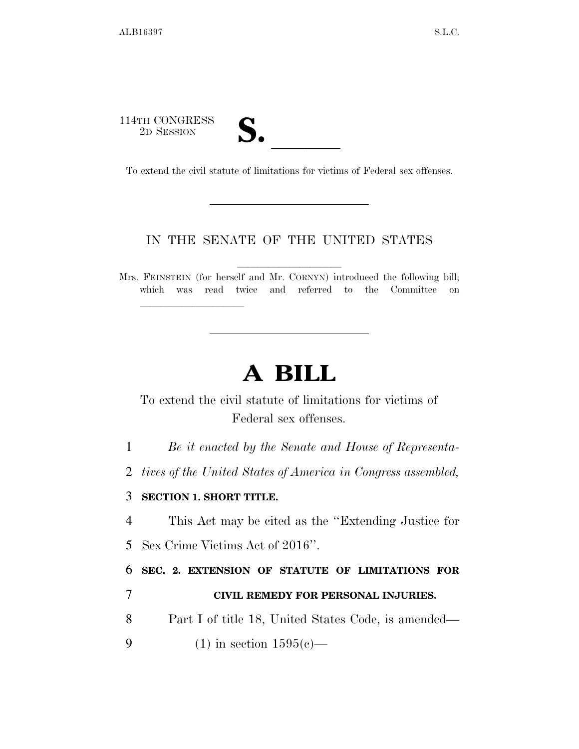114TH CONGRESS
2D SESSION

# S. ______

To extend the civil statute of limitations for victims of Federal sex offenses.

IN THE SENATE OF THE UNITED STATES

Mrs. FEINSTEIN (for herself and Mr. CORNYN) introduced the following bill; which was read twice and referred to the Committee on ______________

# A BILL

To extend the civil statute of limitations for victims of Federal sex offenses.

1 *Be it enacted by the Senate and House of Representa-*
2 *tives of the United States of America in Congress assembled,*

3 **SECTION 1. SHORT TITLE.**

4 This Act may be cited as the ''Extending Justice for
5 Sex Crime Victims Act of 2016''.

6 **SEC. 2. EXTENSION OF STATUTE OF LIMITATIONS FOR**
7 **CIVIL REMEDY FOR PERSONAL INJURIES.**

8 Part I of title 18, United States Code, is amended—
9 (1) in section 1595(c)—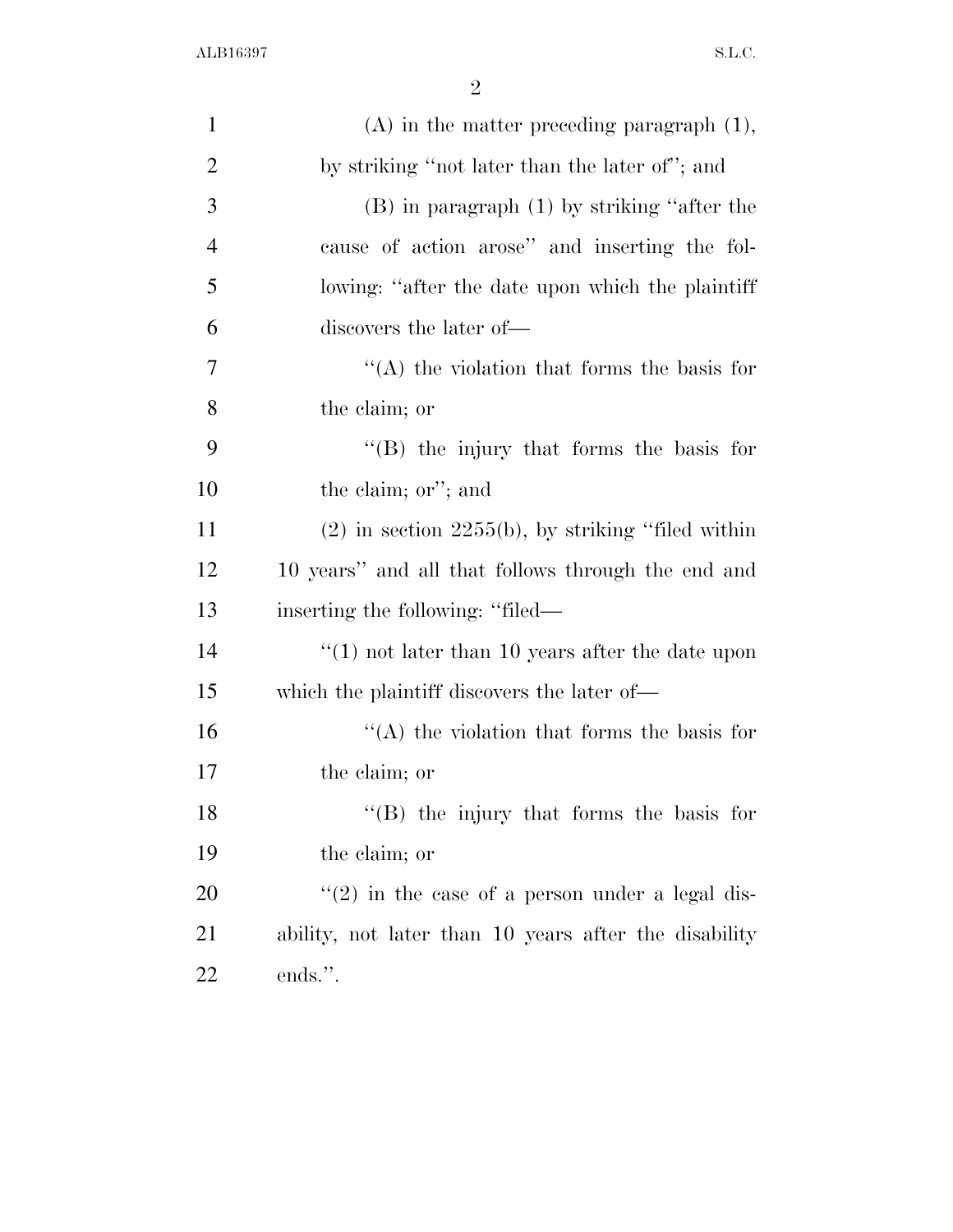(A) in the matter preceding paragraph (1), by striking "not later than the later of"; and

(B) in paragraph (1) by striking "after the cause of action arose" and inserting the following: "after the date upon which the plaintiff discovers the later of—

"(A) the violation that forms the basis for the claim; or

"(B) the injury that forms the basis for the claim; or"; and

(2) in section 2255(b), by striking "filed within 10 years" and all that follows through the end and inserting the following: "filed—

"(1) not later than 10 years after the date upon which the plaintiff discovers the later of—

"(A) the violation that forms the basis for the claim; or

"(B) the injury that forms the basis for the claim; or

"(2) in the case of a person under a legal disability, not later than 10 years after the disability ends.".